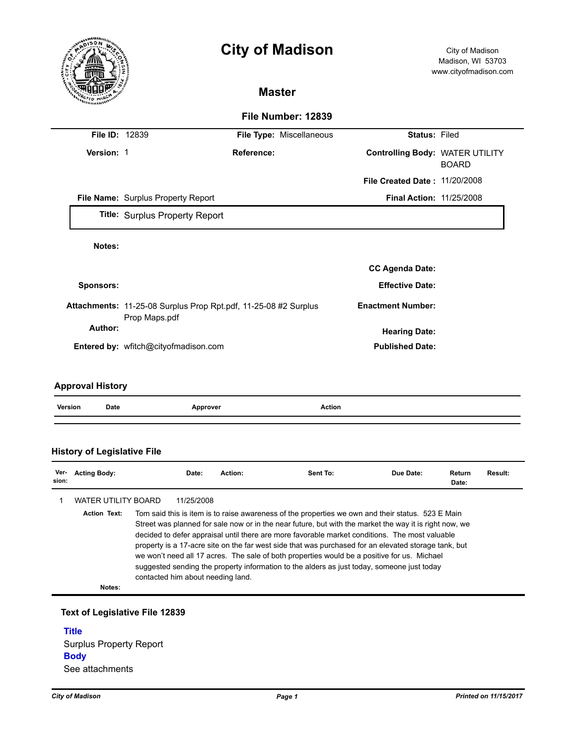# City of Madison

City of Madison
Madison, WI 53703
www.cityofmadison.com

## Master

### File Number: 12839

| | | | | | |
|---|---|---|---|---|---|
| **File ID:** | 12839 | **File Type:** | Miscellaneous | **Status:** | Filed |
| **Version:** | 1 | **Reference:** | | **Controlling Body:** | WATER UTILITY BOARD |
| | | | | **File Created Date :** | 11/20/2008 |
| **File Name:** | Surplus Property Report | | | **Final Action:** | 11/25/2008 |

**Title:** Surplus Property Report

**Notes:**

**CC Agenda Date:**

**Sponsors:**

**Effective Date:**

**Attachments:** 11-25-08 Surplus Prop Rpt.pdf, 11-25-08 #2 Surplus Prop Maps.pdf

**Enactment Number:**

**Author:**

**Hearing Date:**

**Entered by:** wfitch@cityofmadison.com

**Published Date:**

## Approval History

| Version | Date | Approver | Action |
|---|---|---|---|

## History of Legislative File

| Version: | Acting Body: | Date: | Action: | Sent To: | Due Date: | Return Date: | Result: |
|---|---|---|---|---|---|---|---|
| 1 | WATER UTILITY BOARD | 11/25/2008 | | | | | |

**Action Text:** Tom said this is item is to raise awareness of the properties we own and their status. 523 E Main Street was planned for sale now or in the near future, but with the market the way it is right now, we decided to defer appraisal until there are more favorable market conditions. The most valuable property is a 17-acre site on the far west side that was purchased for an elevated storage tank, but we won't need all 17 acres. The sale of both properties would be a positive for us. Michael suggested sending the property information to the alders as just today, someone just today contacted him about needing land.

**Notes:**

## Text of Legislative File 12839

**Title**

Surplus Property Report

**Body**

See attachments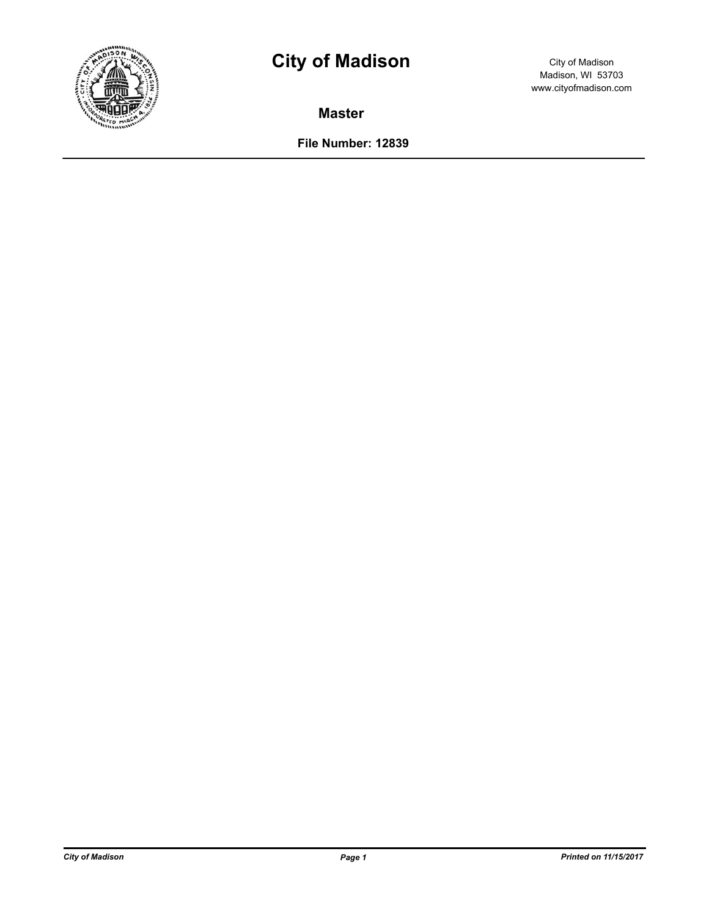# City of Madison

City of Madison
Madison, WI 53703
www.cityofmadison.com

**Master**

**File Number: 12839**